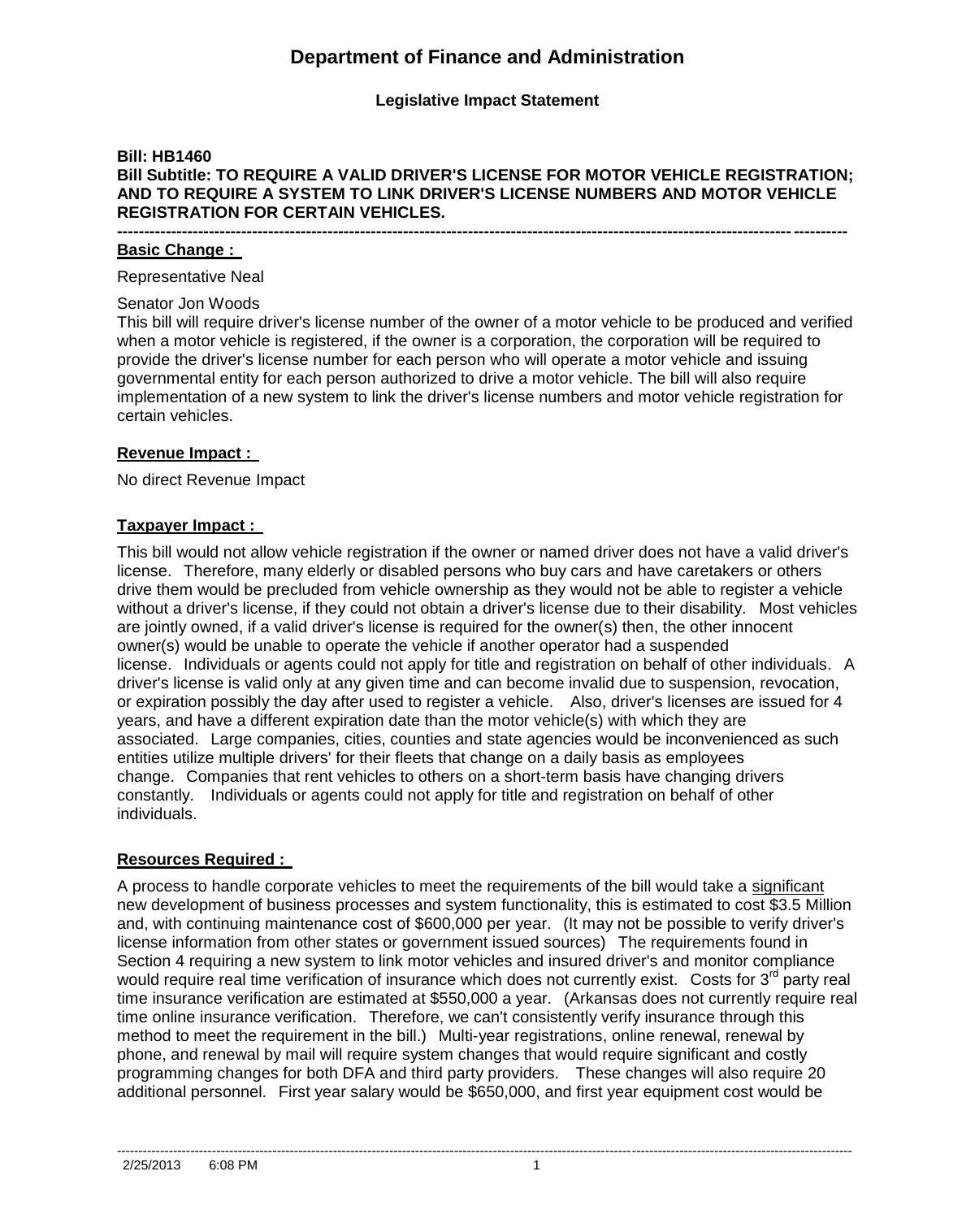# Department of Finance and Administration

**Legislative Impact Statement**

**Bill: HB1460**
**Bill Subtitle: TO REQUIRE A VALID DRIVER'S LICENSE FOR MOTOR VEHICLE REGISTRATION; AND TO REQUIRE A SYSTEM TO LINK DRIVER'S LICENSE NUMBERS AND MOTOR VEHICLE REGISTRATION FOR CERTAIN VEHICLES.**

---

**Basic Change :**

Representative Neal

Senator Jon Woods

This bill will require driver's license number of the owner of a motor vehicle to be produced and verified when a motor vehicle is registered, if the owner is a corporation, the corporation will be required to provide the driver's license number for each person who will operate a motor vehicle and issuing governmental entity for each person authorized to drive a motor vehicle. The bill will also require implementation of a new system to link the driver's license numbers and motor vehicle registration for certain vehicles.

**Revenue Impact :**

No direct Revenue Impact

**Taxpayer Impact :**

This bill would not allow vehicle registration if the owner or named driver does not have a valid driver's license. Therefore, many elderly or disabled persons who buy cars and have caretakers or others drive them would be precluded from vehicle ownership as they would not be able to register a vehicle without a driver's license, if they could not obtain a driver's license due to their disability. Most vehicles are jointly owned, if a valid driver's license is required for the owner(s) then, the other innocent owner(s) would be unable to operate the vehicle if another operator had a suspended license. Individuals or agents could not apply for title and registration on behalf of other individuals. A driver's license is valid only at any given time and can become invalid due to suspension, revocation, or expiration possibly the day after used to register a vehicle. Also, driver's licenses are issued for 4 years, and have a different expiration date than the motor vehicle(s) with which they are associated. Large companies, cities, counties and state agencies would be inconvenienced as such entities utilize multiple drivers' for their fleets that change on a daily basis as employees change. Companies that rent vehicles to others on a short-term basis have changing drivers constantly. Individuals or agents could not apply for title and registration on behalf of other individuals.

**Resources Required :**

A process to handle corporate vehicles to meet the requirements of the bill would take a significant new development of business processes and system functionality, this is estimated to cost $3.5 Million and, with continuing maintenance cost of $600,000 per year. (It may not be possible to verify driver's license information from other states or government issued sources) The requirements found in Section 4 requiring a new system to link motor vehicles and insured driver's and monitor compliance would require real time verification of insurance which does not currently exist. Costs for 3rd party real time insurance verification are estimated at $550,000 a year. (Arkansas does not currently require real time online insurance verification. Therefore, we can't consistently verify insurance through this method to meet the requirement in the bill.) Multi-year registrations, online renewal, renewal by phone, and renewal by mail will require system changes that would require significant and costly programming changes for both DFA and third party providers. These changes will also require 20 additional personnel. First year salary would be $650,000, and first year equipment cost would be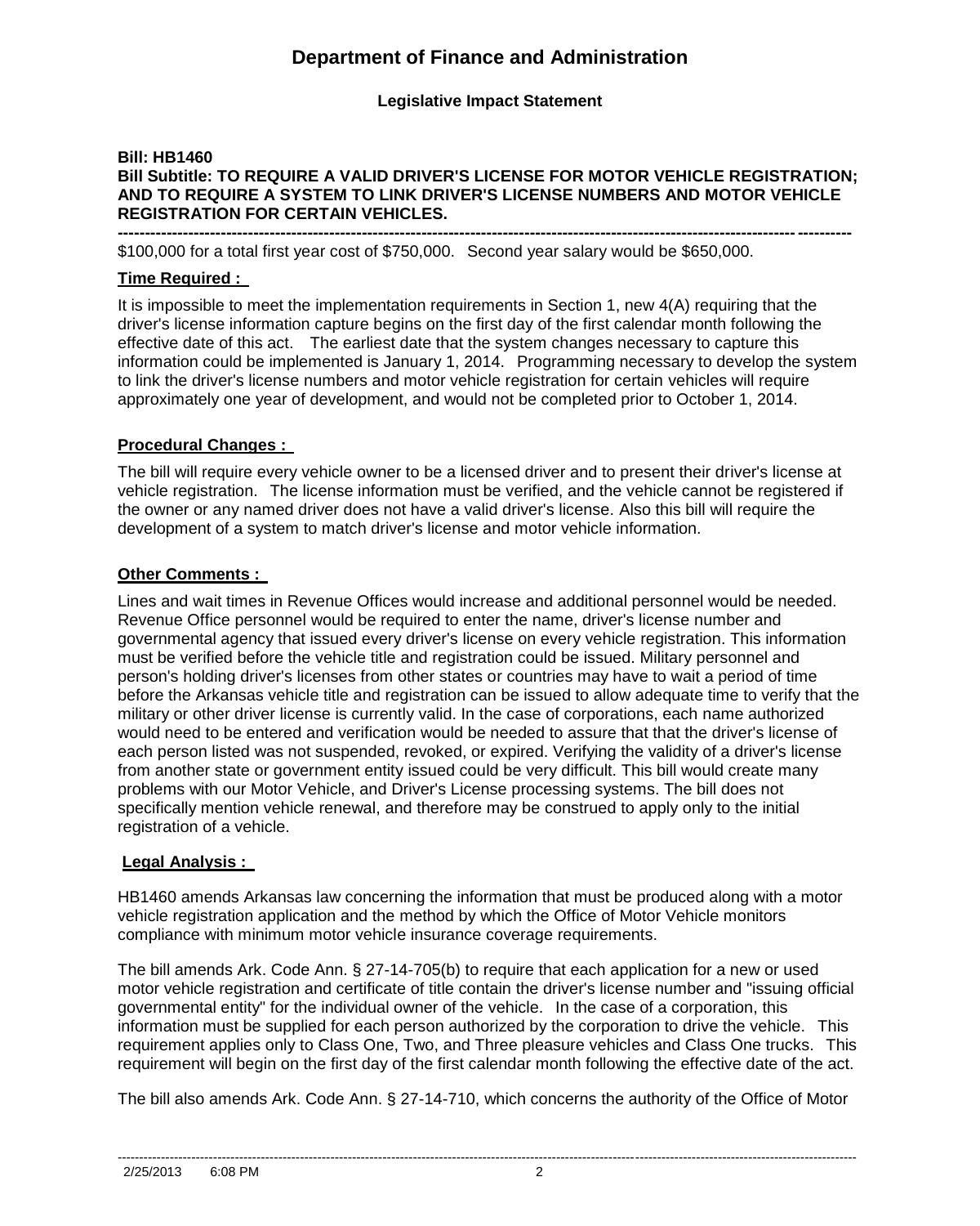# Department of Finance and Administration

**Legislative Impact Statement**

**Bill: HB1460**
**Bill Subtitle: TO REQUIRE A VALID DRIVER'S LICENSE FOR MOTOR VEHICLE REGISTRATION; AND TO REQUIRE A SYSTEM TO LINK DRIVER'S LICENSE NUMBERS AND MOTOR VEHICLE REGISTRATION FOR CERTAIN VEHICLES.**

---

$100,000 for a total first year cost of $750,000. Second year salary would be $650,000.

## Time Required :

It is impossible to meet the implementation requirements in Section 1, new 4(A) requiring that the driver's license information capture begins on the first day of the first calendar month following the effective date of this act. The earliest date that the system changes necessary to capture this information could be implemented is January 1, 2014. Programming necessary to develop the system to link the driver's license numbers and motor vehicle registration for certain vehicles will require approximately one year of development, and would not be completed prior to October 1, 2014.

## Procedural Changes :

The bill will require every vehicle owner to be a licensed driver and to present their driver's license at vehicle registration. The license information must be verified, and the vehicle cannot be registered if the owner or any named driver does not have a valid driver's license. Also this bill will require the development of a system to match driver's license and motor vehicle information.

## Other Comments :

Lines and wait times in Revenue Offices would increase and additional personnel would be needed. Revenue Office personnel would be required to enter the name, driver's license number and governmental agency that issued every driver's license on every vehicle registration. This information must be verified before the vehicle title and registration could be issued. Military personnel and person's holding driver's licenses from other states or countries may have to wait a period of time before the Arkansas vehicle title and registration can be issued to allow adequate time to verify that the military or other driver license is currently valid. In the case of corporations, each name authorized would need to be entered and verification would be needed to assure that that the driver's license of each person listed was not suspended, revoked, or expired. Verifying the validity of a driver's license from another state or government entity issued could be very difficult. This bill would create many problems with our Motor Vehicle, and Driver's License processing systems. The bill does not specifically mention vehicle renewal, and therefore may be construed to apply only to the initial registration of a vehicle.

## Legal Analysis :

HB1460 amends Arkansas law concerning the information that must be produced along with a motor vehicle registration application and the method by which the Office of Motor Vehicle monitors compliance with minimum motor vehicle insurance coverage requirements.

The bill amends Ark. Code Ann. § 27-14-705(b) to require that each application for a new or used motor vehicle registration and certificate of title contain the driver's license number and "issuing official governmental entity" for the individual owner of the vehicle. In the case of a corporation, this information must be supplied for each person authorized by the corporation to drive the vehicle. This requirement applies only to Class One, Two, and Three pleasure vehicles and Class One trucks. This requirement will begin on the first day of the first calendar month following the effective date of the act.

The bill also amends Ark. Code Ann. § 27-14-710, which concerns the authority of the Office of Motor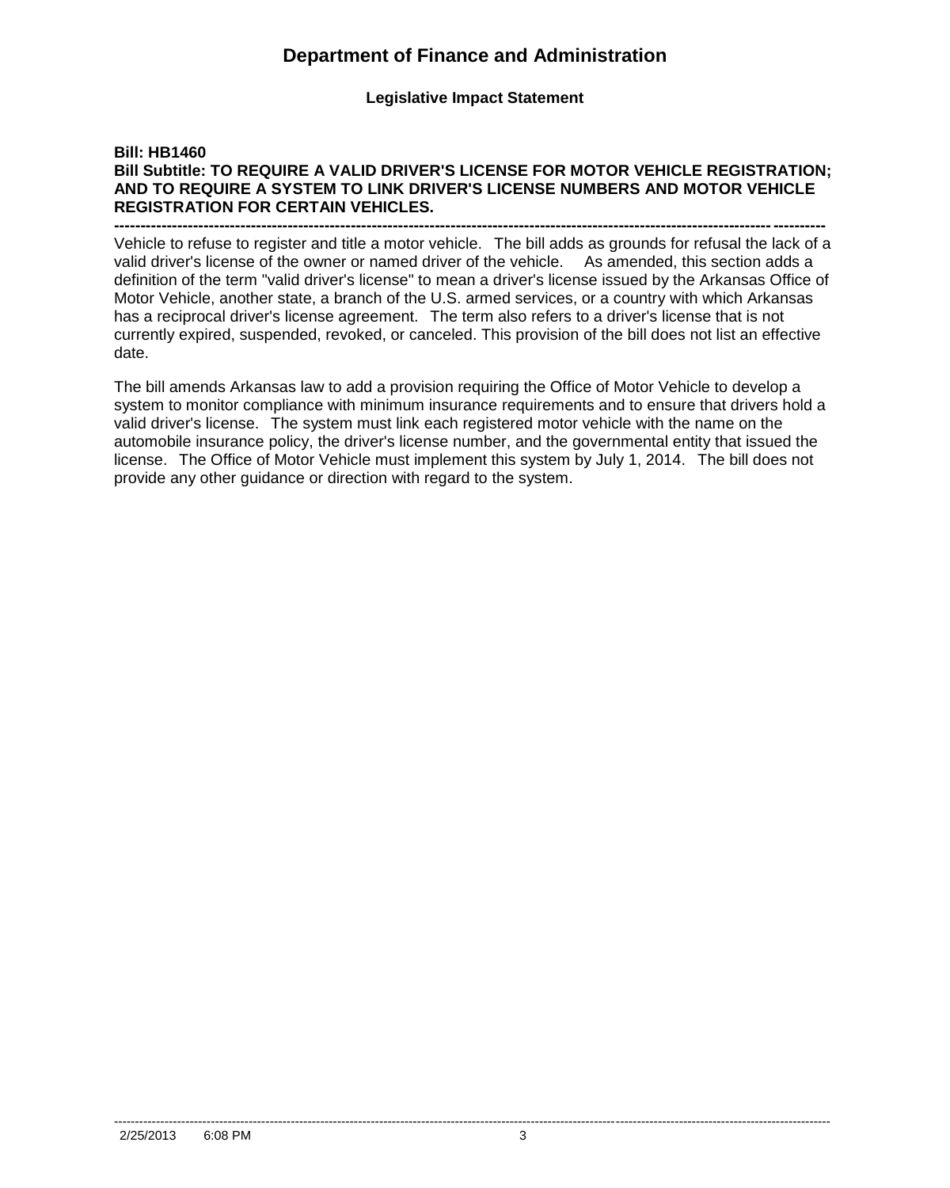# Department of Finance and Administration

**Legislative Impact Statement**

**Bill: HB1460**

**Bill Subtitle: TO REQUIRE A VALID DRIVER'S LICENSE FOR MOTOR VEHICLE REGISTRATION; AND TO REQUIRE A SYSTEM TO LINK DRIVER'S LICENSE NUMBERS AND MOTOR VEHICLE REGISTRATION FOR CERTAIN VEHICLES.**

---

Vehicle to refuse to register and title a motor vehicle. The bill adds as grounds for refusal the lack of a valid driver's license of the owner or named driver of the vehicle. As amended, this section adds a definition of the term "valid driver's license" to mean a driver's license issued by the Arkansas Office of Motor Vehicle, another state, a branch of the U.S. armed services, or a country with which Arkansas has a reciprocal driver's license agreement. The term also refers to a driver's license that is not currently expired, suspended, revoked, or canceled. This provision of the bill does not list an effective date.

The bill amends Arkansas law to add a provision requiring the Office of Motor Vehicle to develop a system to monitor compliance with minimum insurance requirements and to ensure that drivers hold a valid driver's license. The system must link each registered motor vehicle with the name on the automobile insurance policy, the driver's license number, and the governmental entity that issued the license. The Office of Motor Vehicle must implement this system by July 1, 2014. The bill does not provide any other guidance or direction with regard to the system.